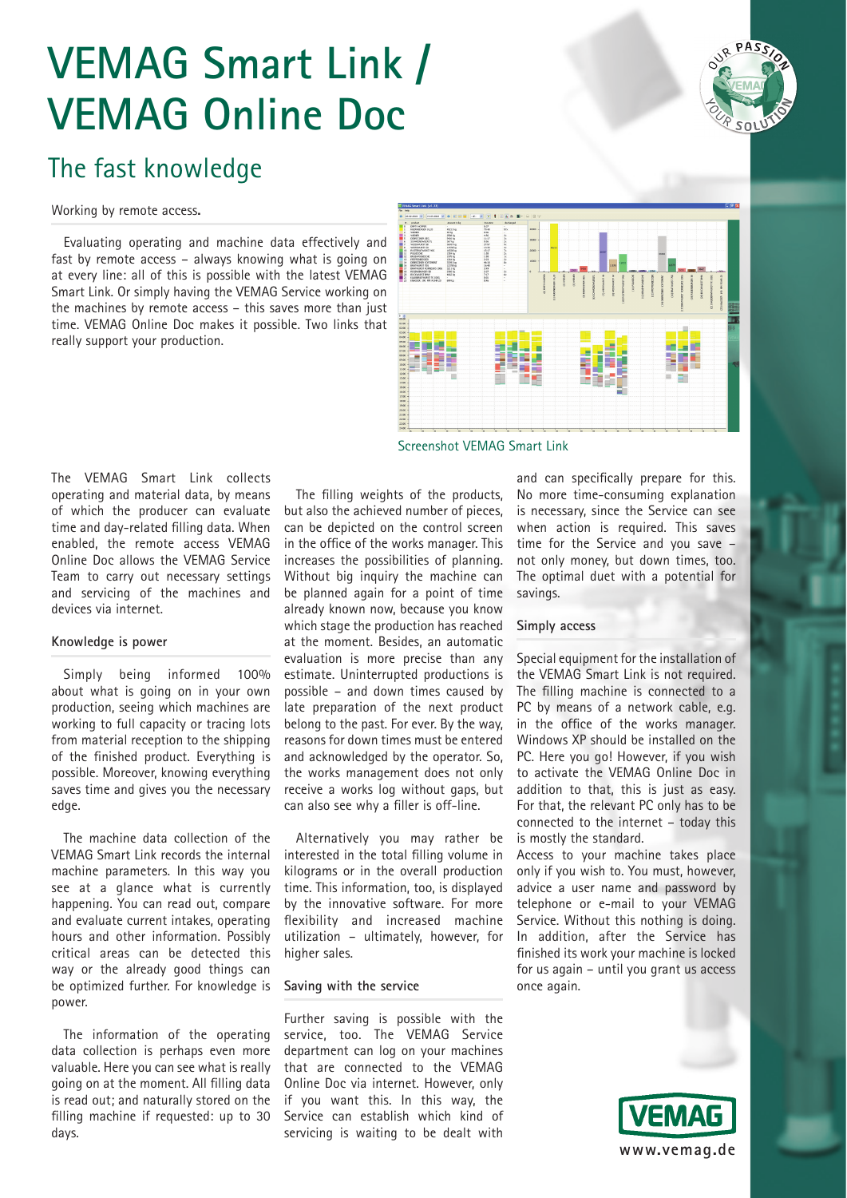# VEMAG Smart Link / VEMAG Online Doc

## The fast knowledge

Working by remote access.

Evaluating operating and machine data effectively and fast by remote access – always knowing what is going on at every line: all of this is possible with the latest VEMAG Smart Link. Or simply having the VEMAG Service working on the machines by remote access – this saves more than just time. VEMAG Online Doc makes it possible. Two links that really support your production.

Screenshot VEMAG Smart Link

The VEMAG Smart Link collects operating and material data, by means of which the producer can evaluate time and day-related filling data. When enabled, the remote access VEMAG Online Doc allows the VEMAG Service Team to carry out necessary settings and servicing of the machines and devices via internet.

### Knowledge is power

Simply being informed 100% about what is going on in your own production, seeing which machines are working to full capacity or tracing lots from material reception to the shipping of the finished product. Everything is possible. Moreover, knowing everything saves time and gives you the necessary edge.

The machine data collection of the VEMAG Smart Link records the internal machine parameters. In this way you see at a glance what is currently happening. You can read out, compare and evaluate current intakes, operating hours and other information. Possibly critical areas can be detected this way or the already good things can be optimized further. For knowledge is power.

The information of the operating data collection is perhaps even more valuable. Here you can see what is really going on at the moment. All filling data is read out; and naturally stored on the filling machine if requested: up to 30 days.

The filling weights of the products, but also the achieved number of pieces, can be depicted on the control screen in the office of the works manager. This increases the possibilities of planning. Without big inquiry the machine can be planned again for a point of time already known now, because you know which stage the production has reached at the moment. Besides, an automatic evaluation is more precise than any estimate. Uninterrupted productions is possible – and down times caused by late preparation of the next product belong to the past. For ever. By the way, reasons for down times must be entered and acknowledged by the operator. So, the works management does not only receive a works log without gaps, but can also see why a filler is off-line.

Alternatively you may rather be interested in the total filling volume in kilograms or in the overall production time. This information, too, is displayed by the innovative software. For more flexibility and increased machine utilization – ultimately, however, for higher sales.

### Saving with the service

Further saving is possible with the service, too. The VEMAG Service department can log on your machines that are connected to the VEMAG Online Doc via internet. However, only if you want this. In this way, the Service can establish which kind of servicing is waiting to be dealt with and can specifically prepare for this. No more time-consuming explanation is necessary, since the Service can see when action is required. This saves time for the Service and you save – not only money, but down times, too. The optimal duet with a potential for savings.

### Simply access

Special equipment for the installation of the VEMAG Smart Link is not required. The filling machine is connected to a PC by means of a network cable, e.g. in the office of the works manager. Windows XP should be installed on the PC. Here you go! However, if you wish to activate the VEMAG Online Doc in addition to that, this is just as easy. For that, the relevant PC only has to be connected to the internet – today this is mostly the standard.

Access to your machine takes place only if you wish to. You must, however, advice a user name and password by telephone or e-mail to your VEMAG Service. Without this nothing is doing. In addition, after the Service has finished its work your machine is locked for us again – until you grant us access once again.

www.vemag.de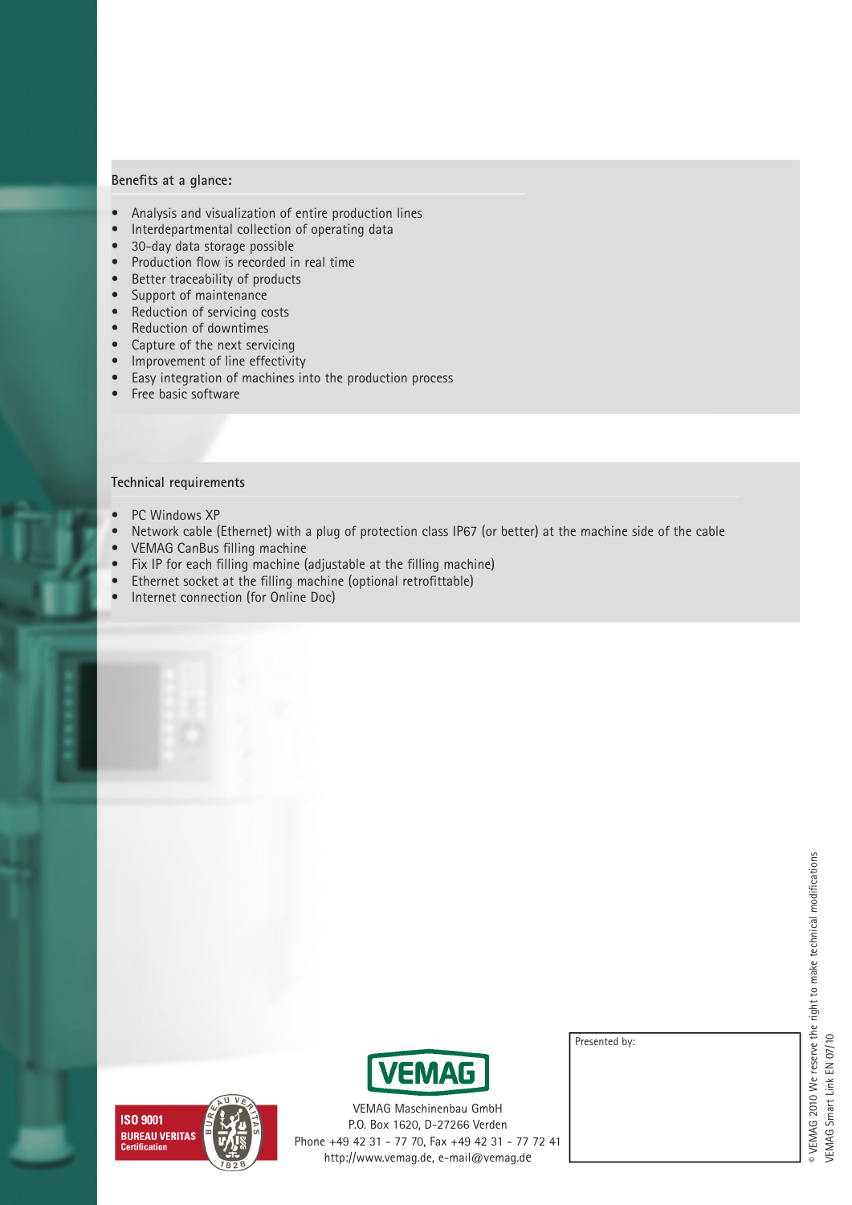## Benefits at a glance:

- Analysis and visualization of entire production lines
- Interdepartmental collection of operating data
- 30-day data storage possible
- Production flow is recorded in real time
- Better traceability of products
- Support of maintenance
- Reduction of servicing costs
- Reduction of downtimes
- Capture of the next servicing
- Improvement of line effectivity
- Easy integration of machines into the production process
- Free basic software

## Technical requirements

- PC Windows XP
- Network cable (Ethernet) with a plug of protection class IP67 (or better) at the machine side of the cable
- VEMAG CanBus filling machine
- Fix IP for each filling machine (adjustable at the filling machine)
- Ethernet socket at the filling machine (optional retrofittable)
- Internet connection (for Online Doc)

ISO 9001
BUREAU VERITAS
Certification

VEMAG

VEMAG Maschinenbau GmbH
P.O. Box 1620, D-27266 Verden
Phone +49 42 31 - 77 70, Fax +49 42 31 - 77 72 41
http://www.vemag.de, e-mail@vemag.de

Presented by:

© VEMAG 2010 We reserve the right to make technical modifications
VEMAG Smart Link EN 07/10